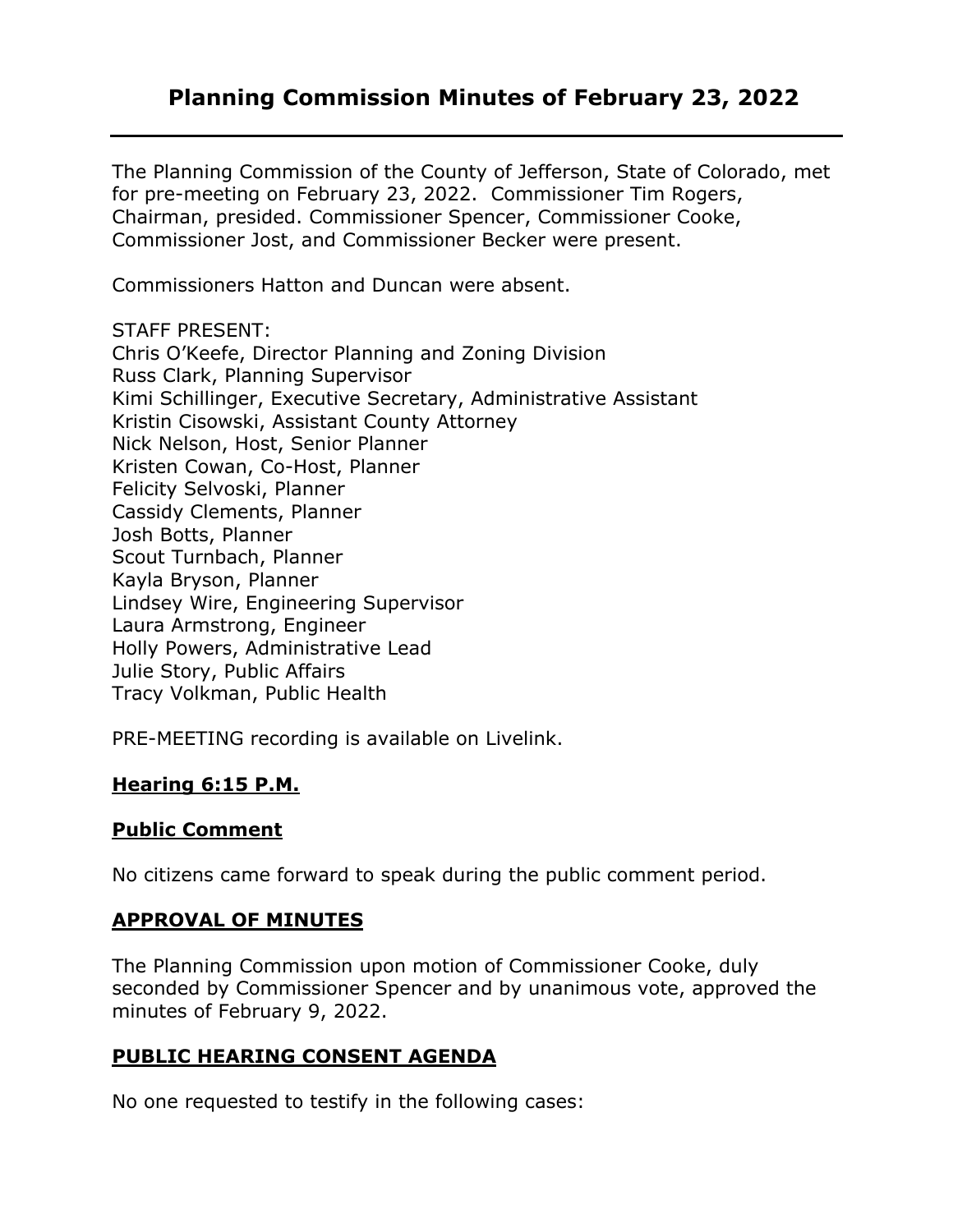# Planning Commission Minutes of February 23, 2022

The Planning Commission of the County of Jefferson, State of Colorado, met for pre-meeting on February 23, 2022. Commissioner Tim Rogers, Chairman, presided. Commissioner Spencer, Commissioner Cooke, Commissioner Jost, and Commissioner Becker were present.

Commissioners Hatton and Duncan were absent.

STAFF PRESENT:
Chris O'Keefe, Director Planning and Zoning Division
Russ Clark, Planning Supervisor
Kimi Schillinger, Executive Secretary, Administrative Assistant
Kristin Cisowski, Assistant County Attorney
Nick Nelson, Host, Senior Planner
Kristen Cowan, Co-Host, Planner
Felicity Selvoski, Planner
Cassidy Clements, Planner
Josh Botts, Planner
Scout Turnbach, Planner
Kayla Bryson, Planner
Lindsey Wire, Engineering Supervisor
Laura Armstrong, Engineer
Holly Powers, Administrative Lead
Julie Story, Public Affairs
Tracy Volkman, Public Health

PRE-MEETING recording is available on Livelink.

## Hearing 6:15 P.M.

## Public Comment

No citizens came forward to speak during the public comment period.

## APPROVAL OF MINUTES

The Planning Commission upon motion of Commissioner Cooke, duly seconded by Commissioner Spencer and by unanimous vote, approved the minutes of February 9, 2022.

## PUBLIC HEARING CONSENT AGENDA

No one requested to testify in the following cases: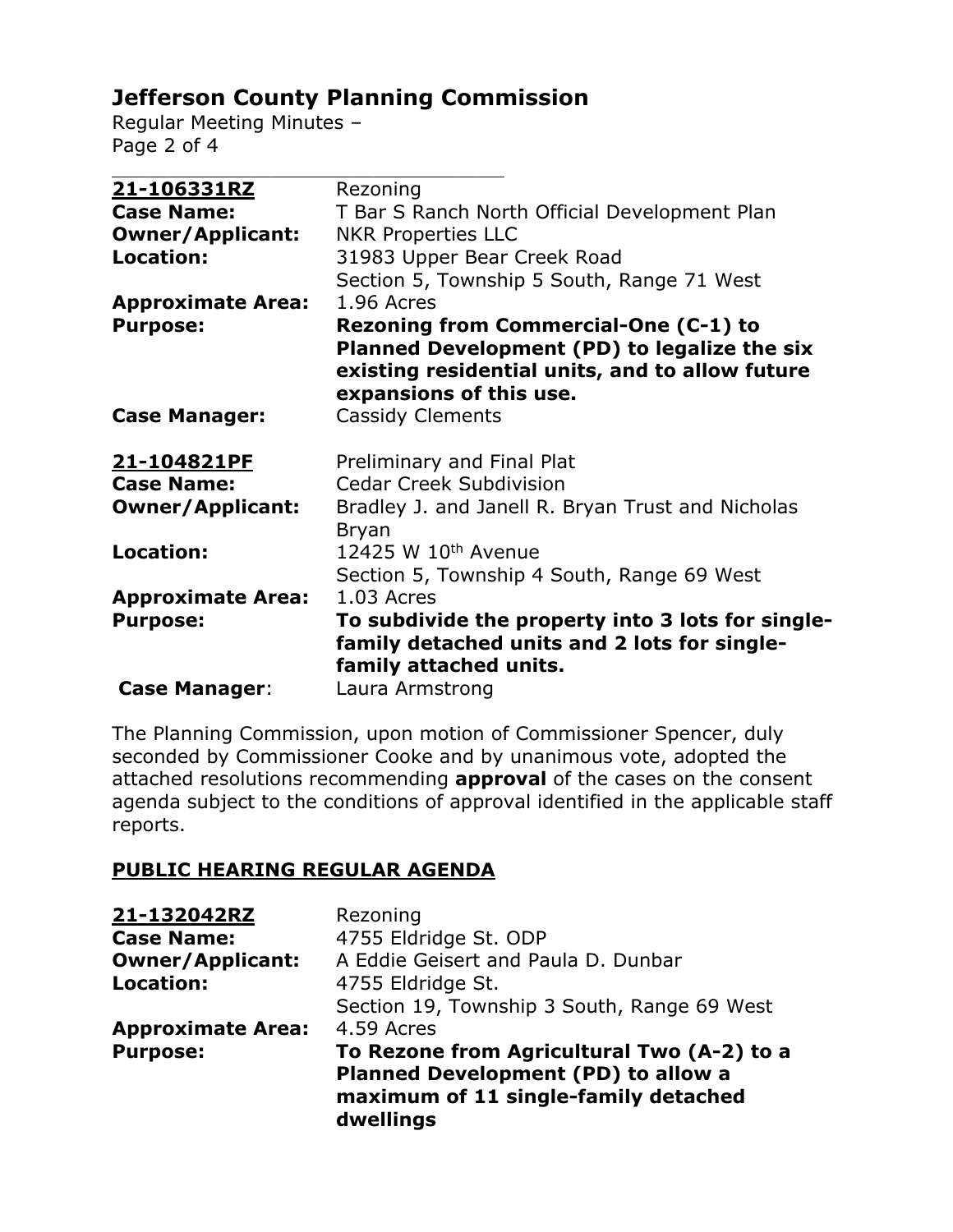| **21-106331RZ** | Rezoning |
|---|---|
| **Case Name:** | T Bar S Ranch North Official Development Plan |
| **Owner/Applicant:** | NKR Properties LLC |
| **Location:** | 31983 Upper Bear Creek Road<br>Section 5, Township 5 South, Range 71 West |
| **Approximate Area:** | 1.96 Acres |
| **Purpose:** | **Rezoning from Commercial-One (C-1) to Planned Development (PD) to legalize the six existing residential units, and to allow future expansions of this use.** |
| **Case Manager:** | Cassidy Clements |

| **21-104821PF** | Preliminary and Final Plat |
|---|---|
| **Case Name:** | Cedar Creek Subdivision |
| **Owner/Applicant:** | Bradley J. and Janell R. Bryan Trust and Nicholas Bryan |
| **Location:** | 12425 W 10th Avenue<br>Section 5, Township 4 South, Range 69 West |
| **Approximate Area:** | 1.03 Acres |
| **Purpose:** | **To subdivide the property into 3 lots for single-family detached units and 2 lots for single-family attached units.** |
| **Case Manager:** | Laura Armstrong |

The Planning Commission, upon motion of Commissioner Spencer, duly seconded by Commissioner Cooke and by unanimous vote, adopted the attached resolutions recommending **approval** of the cases on the consent agenda subject to the conditions of approval identified in the applicable staff reports.

## PUBLIC HEARING REGULAR AGENDA

| **21-132042RZ** | Rezoning |
|---|---|
| **Case Name:** | 4755 Eldridge St. ODP |
| **Owner/Applicant:** | A Eddie Geisert and Paula D. Dunbar |
| **Location:** | 4755 Eldridge St.<br>Section 19, Township 3 South, Range 69 West |
| **Approximate Area:** | 4.59 Acres |
| **Purpose:** | **To Rezone from Agricultural Two (A-2) to a Planned Development (PD) to allow a maximum of 11 single-family detached dwellings** |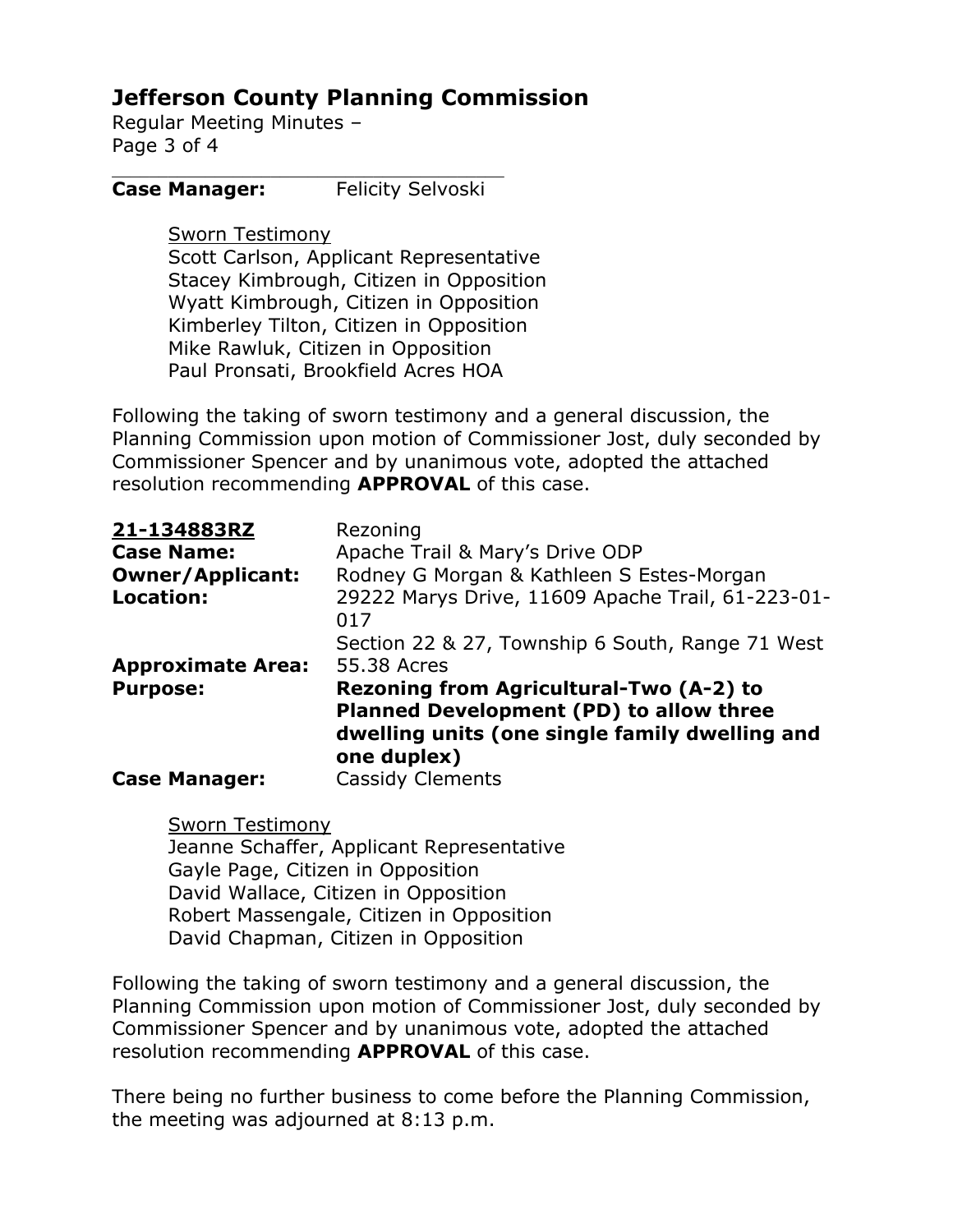**Case Manager:** Felicity Selvoski

Sworn Testimony
Scott Carlson, Applicant Representative
Stacey Kimbrough, Citizen in Opposition
Wyatt Kimbrough, Citizen in Opposition
Kimberley Tilton, Citizen in Opposition
Mike Rawluk, Citizen in Opposition
Paul Pronsati, Brookfield Acres HOA

Following the taking of sworn testimony and a general discussion, the Planning Commission upon motion of Commissioner Jost, duly seconded by Commissioner Spencer and by unanimous vote, adopted the attached resolution recommending **APPROVAL** of this case.

| | |
|---|---|
| **21-134883RZ** | Rezoning |
| **Case Name:** | Apache Trail & Mary's Drive ODP |
| **Owner/Applicant:** | Rodney G Morgan & Kathleen S Estes-Morgan |
| **Location:** | 29222 Marys Drive, 11609 Apache Trail, 61-223-01-017<br>Section 22 & 27, Township 6 South, Range 71 West |
| **Approximate Area:** | 55.38 Acres |
| **Purpose:** | **Rezoning from Agricultural-Two (A-2) to Planned Development (PD) to allow three dwelling units (one single family dwelling and one duplex)** |
| **Case Manager:** | Cassidy Clements |

Sworn Testimony
Jeanne Schaffer, Applicant Representative
Gayle Page, Citizen in Opposition
David Wallace, Citizen in Opposition
Robert Massengale, Citizen in Opposition
David Chapman, Citizen in Opposition

Following the taking of sworn testimony and a general discussion, the Planning Commission upon motion of Commissioner Jost, duly seconded by Commissioner Spencer and by unanimous vote, adopted the attached resolution recommending **APPROVAL** of this case.

There being no further business to come before the Planning Commission, the meeting was adjourned at 8:13 p.m.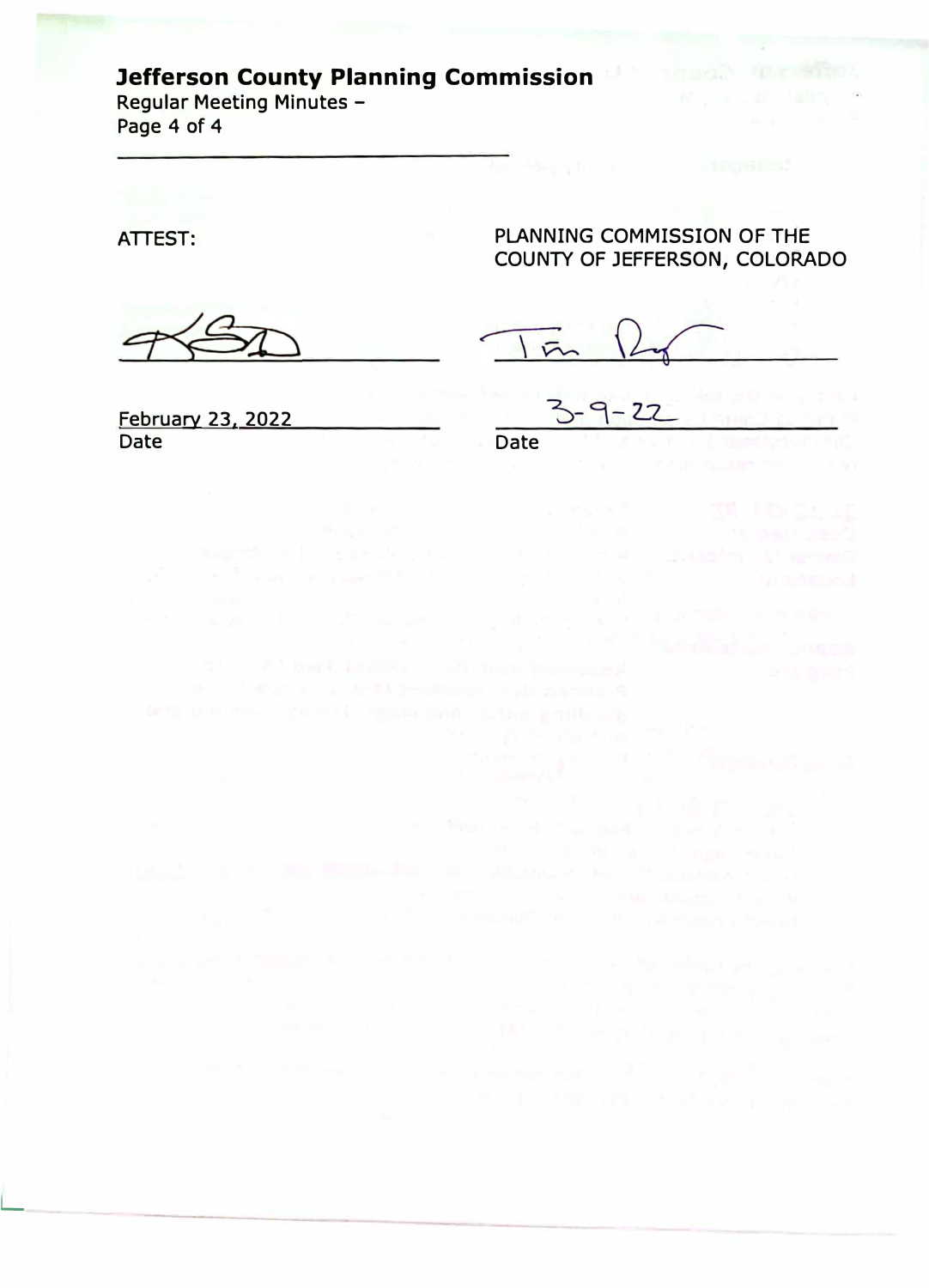**Jefferson County Planning Commission**
Regular Meeting Minutes –

ATTEST:

PLANNING COMMISSION OF THE COUNTY OF JEFFERSON, COLORADO

February 23, 2022
Date

3-9-22
Date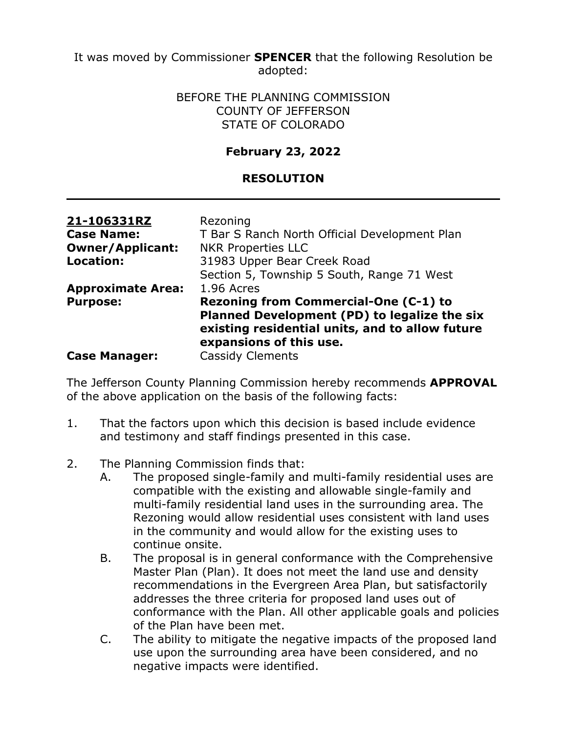It was moved by Commissioner **SPENCER** that the following Resolution be adopted:

BEFORE THE PLANNING COMMISSION
COUNTY OF JEFFERSON
STATE OF COLORADO

**February 23, 2022**

**RESOLUTION**

---

| | |
|---|---|
| **21-106331RZ** | Rezoning |
| **Case Name:** | T Bar S Ranch North Official Development Plan |
| **Owner/Applicant:** | NKR Properties LLC |
| **Location:** | 31983 Upper Bear Creek Road<br>Section 5, Township 5 South, Range 71 West |
| **Approximate Area:** | 1.96 Acres |
| **Purpose:** | **Rezoning from Commercial-One (C-1) to Planned Development (PD) to legalize the six existing residential units, and to allow future expansions of this use.** |
| **Case Manager:** | Cassidy Clements |

The Jefferson County Planning Commission hereby recommends **APPROVAL** of the above application on the basis of the following facts:

1. That the factors upon which this decision is based include evidence and testimony and staff findings presented in this case.

2. The Planning Commission finds that:
   - A. The proposed single-family and multi-family residential uses are compatible with the existing and allowable single-family and multi-family residential land uses in the surrounding area. The Rezoning would allow residential uses consistent with land uses in the community and would allow for the existing uses to continue onsite.
   - B. The proposal is in general conformance with the Comprehensive Master Plan (Plan). It does not meet the land use and density recommendations in the Evergreen Area Plan, but satisfactorily addresses the three criteria for proposed land uses out of conformance with the Plan. All other applicable goals and policies of the Plan have been met.
   - C. The ability to mitigate the negative impacts of the proposed land use upon the surrounding area have been considered, and no negative impacts were identified.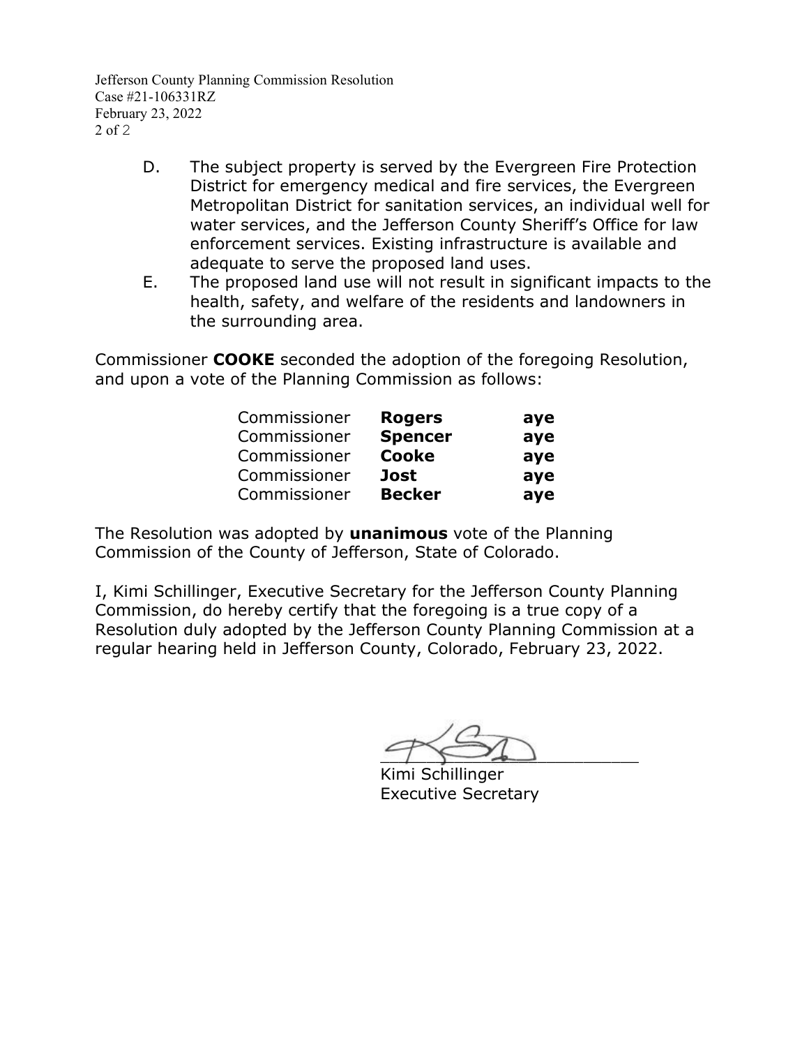D. The subject property is served by the Evergreen Fire Protection District for emergency medical and fire services, the Evergreen Metropolitan District for sanitation services, an individual well for water services, and the Jefferson County Sheriff's Office for law enforcement services. Existing infrastructure is available and adequate to serve the proposed land uses.

E. The proposed land use will not result in significant impacts to the health, safety, and welfare of the residents and landowners in the surrounding area.

Commissioner **COOKE** seconded the adoption of the foregoing Resolution, and upon a vote of the Planning Commission as follows:

| | | |
|---|---|---|
| Commissioner | **Rogers** | **aye** |
| Commissioner | **Spencer** | **aye** |
| Commissioner | **Cooke** | **aye** |
| Commissioner | **Jost** | **aye** |
| Commissioner | **Becker** | **aye** |

The Resolution was adopted by **unanimous** vote of the Planning Commission of the County of Jefferson, State of Colorado.

I, Kimi Schillinger, Executive Secretary for the Jefferson County Planning Commission, do hereby certify that the foregoing is a true copy of a Resolution duly adopted by the Jefferson County Planning Commission at a regular hearing held in Jefferson County, Colorado, February 23, 2022.

Kimi Schillinger
Executive Secretary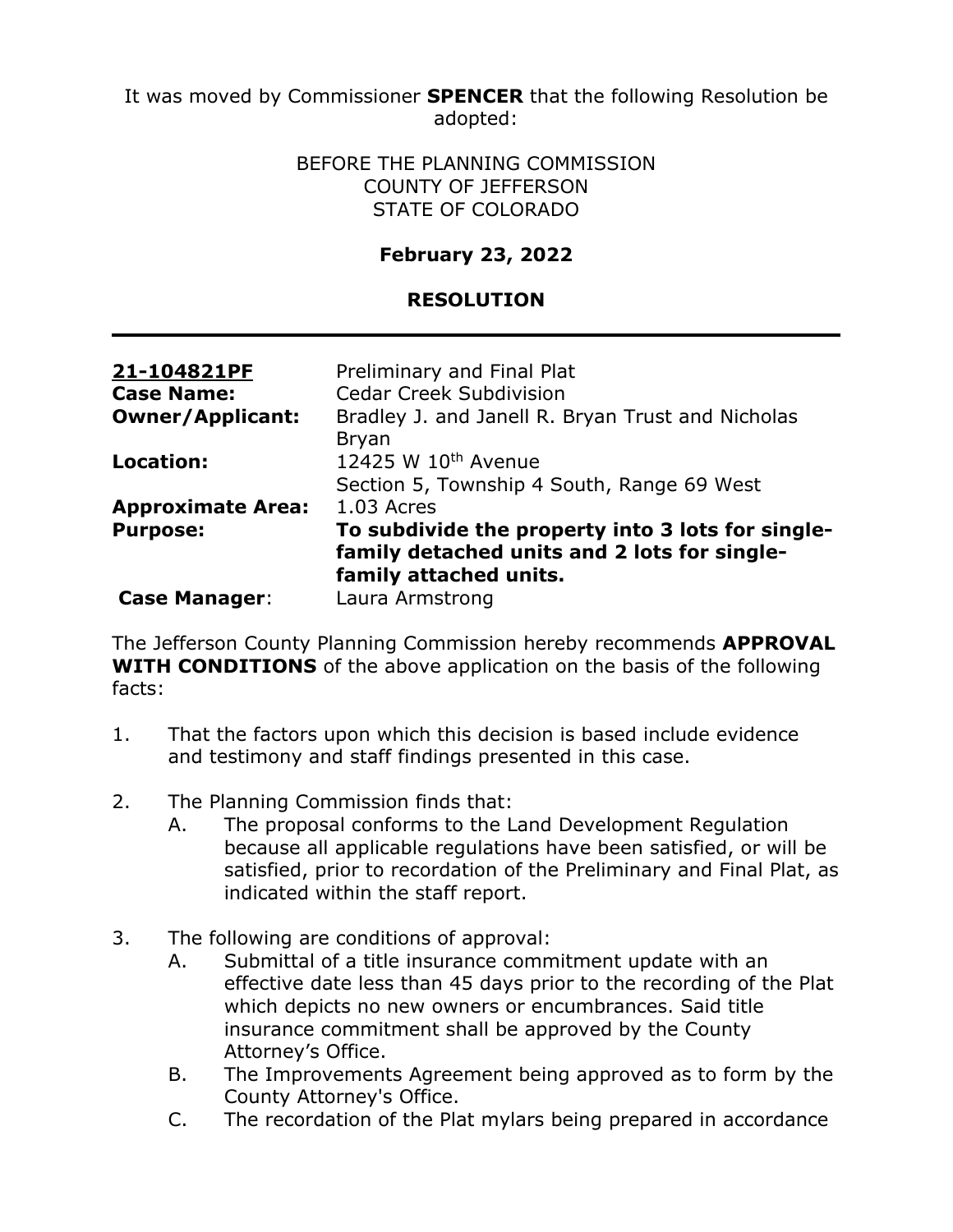It was moved by Commissioner **SPENCER** that the following Resolution be adopted:

BEFORE THE PLANNING COMMISSION
COUNTY OF JEFFERSON
STATE OF COLORADO

**February 23, 2022**

**RESOLUTION**

---

| | |
|---|---|
| **21-104821PF** | Preliminary and Final Plat |
| **Case Name:** | Cedar Creek Subdivision |
| **Owner/Applicant:** | Bradley J. and Janell R. Bryan Trust and Nicholas Bryan |
| **Location:** | 12425 W 10th Avenue<br>Section 5, Township 4 South, Range 69 West |
| **Approximate Area:** | 1.03 Acres |
| **Purpose:** | **To subdivide the property into 3 lots for single-family detached units and 2 lots for single-family attached units.** |
| **Case Manager**: | Laura Armstrong |

The Jefferson County Planning Commission hereby recommends **APPROVAL WITH CONDITIONS** of the above application on the basis of the following facts:

1. That the factors upon which this decision is based include evidence and testimony and staff findings presented in this case.

2. The Planning Commission finds that:
   A. The proposal conforms to the Land Development Regulation because all applicable regulations have been satisfied, or will be satisfied, prior to recordation of the Preliminary and Final Plat, as indicated within the staff report.

3. The following are conditions of approval:
   A. Submittal of a title insurance commitment update with an effective date less than 45 days prior to the recording of the Plat which depicts no new owners or encumbrances. Said title insurance commitment shall be approved by the County Attorney's Office.
   B. The Improvements Agreement being approved as to form by the County Attorney's Office.
   C. The recordation of the Plat mylars being prepared in accordance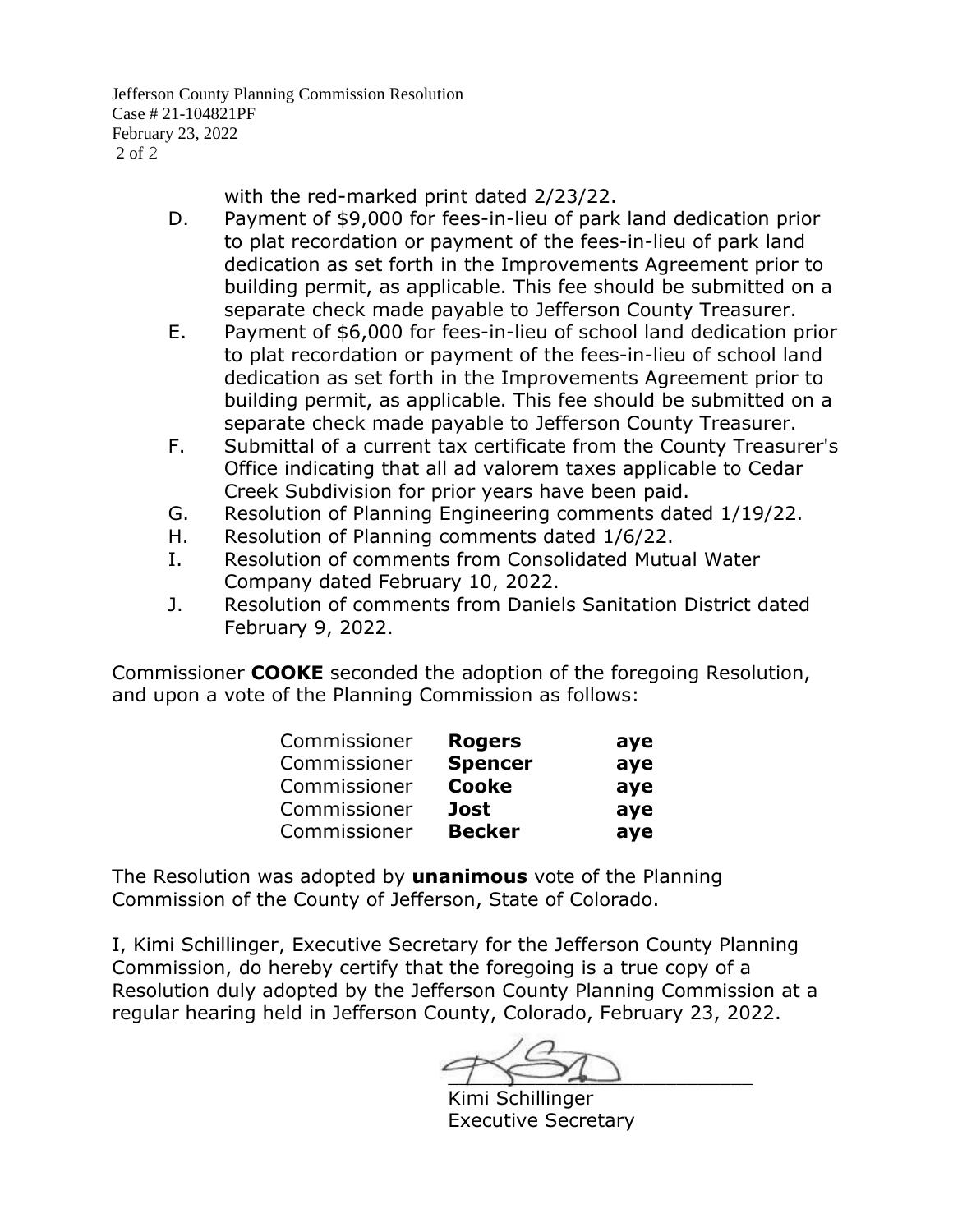with the red-marked print dated 2/23/22.

D. Payment of $9,000 for fees-in-lieu of park land dedication prior to plat recordation or payment of the fees-in-lieu of park land dedication as set forth in the Improvements Agreement prior to building permit, as applicable. This fee should be submitted on a separate check made payable to Jefferson County Treasurer.

E. Payment of $6,000 for fees-in-lieu of school land dedication prior to plat recordation or payment of the fees-in-lieu of school land dedication as set forth in the Improvements Agreement prior to building permit, as applicable. This fee should be submitted on a separate check made payable to Jefferson County Treasurer.

F. Submittal of a current tax certificate from the County Treasurer's Office indicating that all ad valorem taxes applicable to Cedar Creek Subdivision for prior years have been paid.

G. Resolution of Planning Engineering comments dated 1/19/22.

H. Resolution of Planning comments dated 1/6/22.

I. Resolution of comments from Consolidated Mutual Water Company dated February 10, 2022.

J. Resolution of comments from Daniels Sanitation District dated February 9, 2022.

Commissioner **COOKE** seconded the adoption of the foregoing Resolution, and upon a vote of the Planning Commission as follows:

| | | |
|---|---|---|
| Commissioner | **Rogers** | **aye** |
| Commissioner | **Spencer** | **aye** |
| Commissioner | **Cooke** | **aye** |
| Commissioner | **Jost** | **aye** |
| Commissioner | **Becker** | **aye** |

The Resolution was adopted by **unanimous** vote of the Planning Commission of the County of Jefferson, State of Colorado.

I, Kimi Schillinger, Executive Secretary for the Jefferson County Planning Commission, do hereby certify that the foregoing is a true copy of a Resolution duly adopted by the Jefferson County Planning Commission at a regular hearing held in Jefferson County, Colorado, February 23, 2022.

\_\_\_\_\_\_\_\_\_\_\_\_\_\_\_\_\_\_\_\_\_\_\_\_\_
Kimi Schillinger
Executive Secretary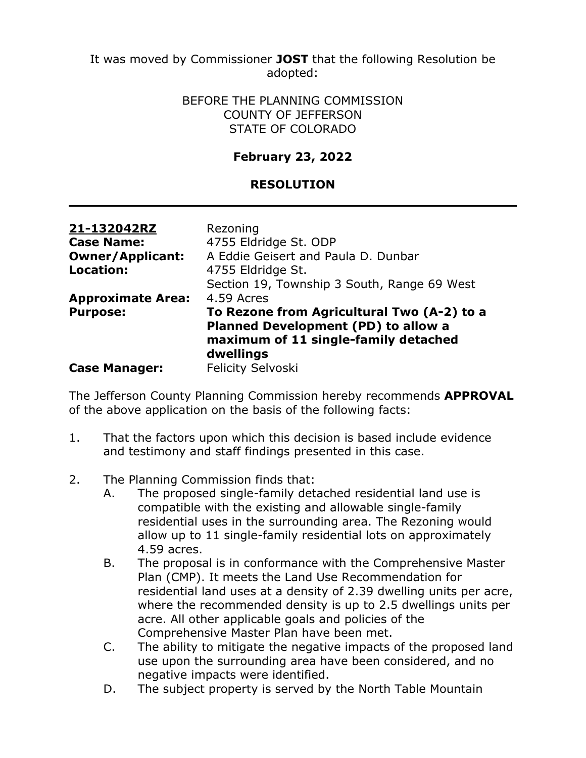It was moved by Commissioner **JOST** that the following Resolution be adopted:

BEFORE THE PLANNING COMMISSION
COUNTY OF JEFFERSON
STATE OF COLORADO

**February 23, 2022**

**RESOLUTION**

---

| | |
|---|---|
| **21-132042RZ** | Rezoning |
| **Case Name:** | 4755 Eldridge St. ODP |
| **Owner/Applicant:** | A Eddie Geisert and Paula D. Dunbar |
| **Location:** | 4755 Eldridge St.<br>Section 19, Township 3 South, Range 69 West |
| **Approximate Area:** | 4.59 Acres |
| **Purpose:** | **To Rezone from Agricultural Two (A-2) to a Planned Development (PD) to allow a maximum of 11 single-family detached dwellings** |
| **Case Manager:** | Felicity Selvoski |

The Jefferson County Planning Commission hereby recommends **APPROVAL** of the above application on the basis of the following facts:

1. That the factors upon which this decision is based include evidence and testimony and staff findings presented in this case.

2. The Planning Commission finds that:
   A. The proposed single-family detached residential land use is compatible with the existing and allowable single-family residential uses in the surrounding area. The Rezoning would allow up to 11 single-family residential lots on approximately 4.59 acres.
   B. The proposal is in conformance with the Comprehensive Master Plan (CMP). It meets the Land Use Recommendation for residential land uses at a density of 2.39 dwelling units per acre, where the recommended density is up to 2.5 dwellings units per acre. All other applicable goals and policies of the Comprehensive Master Plan have been met.
   C. The ability to mitigate the negative impacts of the proposed land use upon the surrounding area have been considered, and no negative impacts were identified.
   D. The subject property is served by the North Table Mountain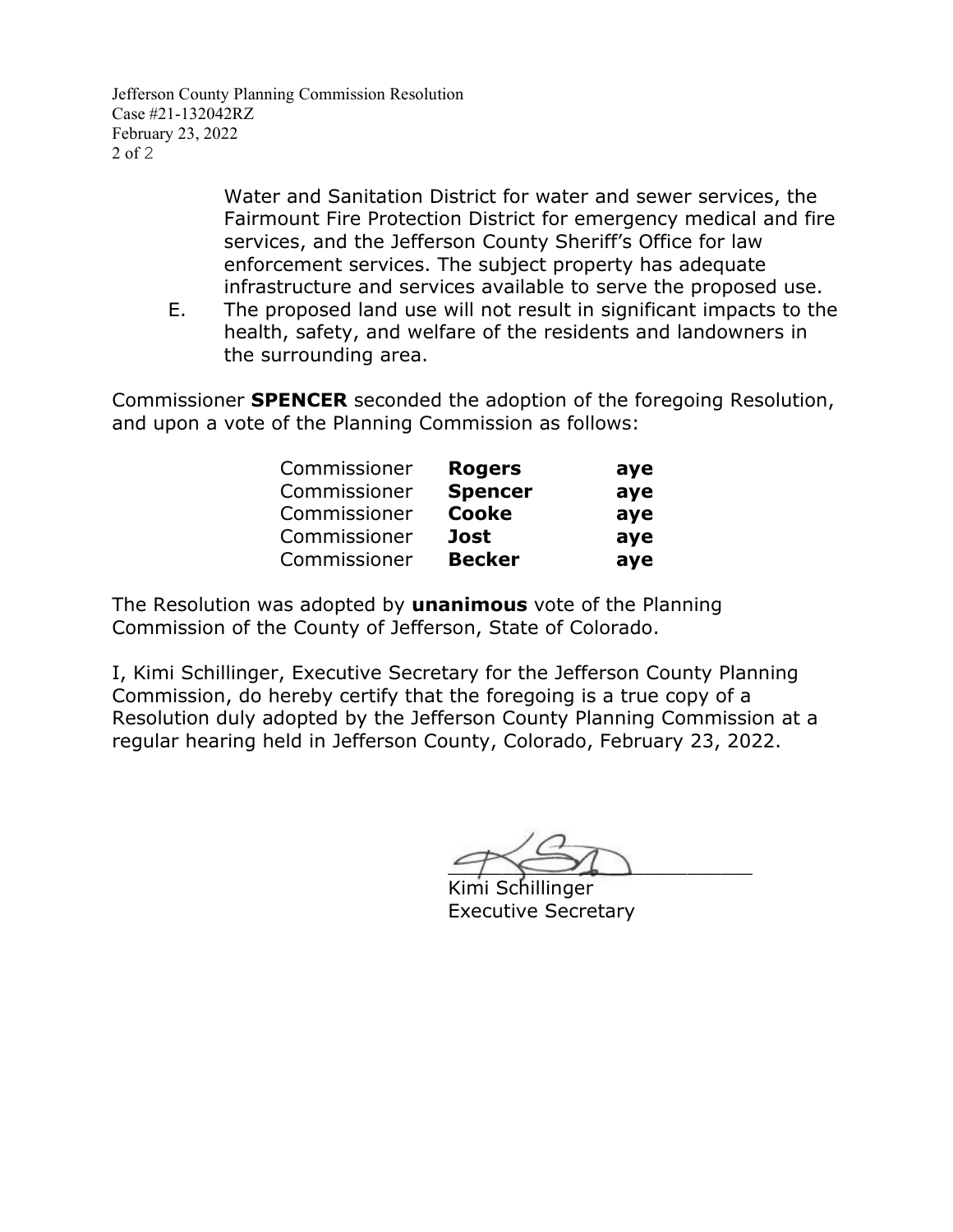Water and Sanitation District for water and sewer services, the Fairmount Fire Protection District for emergency medical and fire services, and the Jefferson County Sheriff's Office for law enforcement services. The subject property has adequate infrastructure and services available to serve the proposed use.

E. The proposed land use will not result in significant impacts to the health, safety, and welfare of the residents and landowners in the surrounding area.

Commissioner **SPENCER** seconded the adoption of the foregoing Resolution, and upon a vote of the Planning Commission as follows:

| | | |
|---|---|---|
| Commissioner | **Rogers** | **aye** |
| Commissioner | **Spencer** | **aye** |
| Commissioner | **Cooke** | **aye** |
| Commissioner | **Jost** | **aye** |
| Commissioner | **Becker** | **aye** |

The Resolution was adopted by **unanimous** vote of the Planning Commission of the County of Jefferson, State of Colorado.

I, Kimi Schillinger, Executive Secretary for the Jefferson County Planning Commission, do hereby certify that the foregoing is a true copy of a Resolution duly adopted by the Jefferson County Planning Commission at a regular hearing held in Jefferson County, Colorado, February 23, 2022.

\_\_\_\_\_\_\_\_\_\_\_\_\_\_\_\_\_\_\_\_\_\_\_\_\_\_\_
Kimi Schillinger
Executive Secretary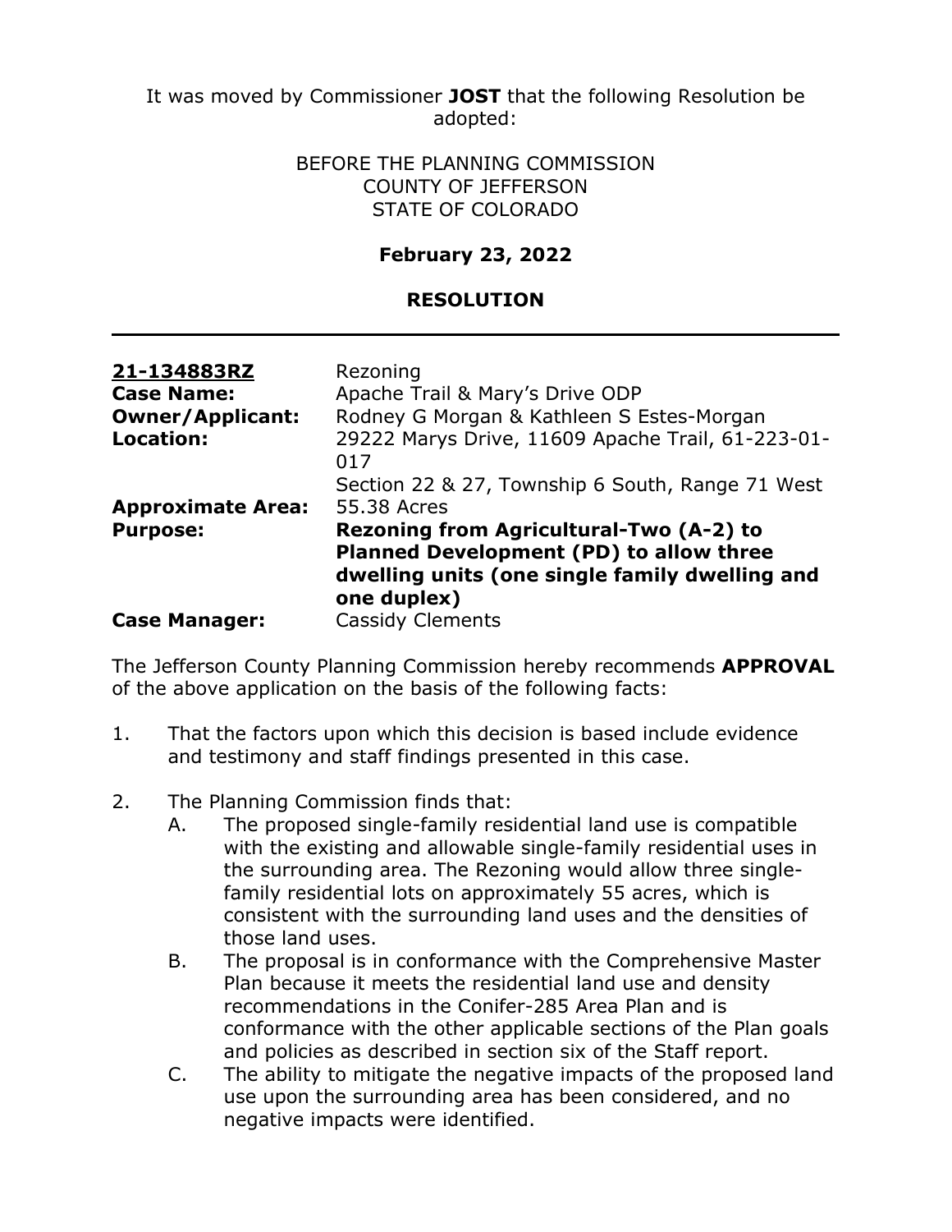It was moved by Commissioner **JOST** that the following Resolution be adopted:

BEFORE THE PLANNING COMMISSION
COUNTY OF JEFFERSON
STATE OF COLORADO

**February 23, 2022**

**RESOLUTION**

---

| | |
|---|---|
| **21-134883RZ** | Rezoning |
| **Case Name:** | Apache Trail & Mary's Drive ODP |
| **Owner/Applicant:** | Rodney G Morgan & Kathleen S Estes-Morgan |
| **Location:** | 29222 Marys Drive, 11609 Apache Trail, 61-223-01-017<br>Section 22 & 27, Township 6 South, Range 71 West |
| **Approximate Area:** | 55.38 Acres |
| **Purpose:** | **Rezoning from Agricultural-Two (A-2) to Planned Development (PD) to allow three dwelling units (one single family dwelling and one duplex)** |
| **Case Manager:** | Cassidy Clements |

The Jefferson County Planning Commission hereby recommends **APPROVAL** of the above application on the basis of the following facts:

1. That the factors upon which this decision is based include evidence and testimony and staff findings presented in this case.

2. The Planning Commission finds that:
   A. The proposed single-family residential land use is compatible with the existing and allowable single-family residential uses in the surrounding area. The Rezoning would allow three single-family residential lots on approximately 55 acres, which is consistent with the surrounding land uses and the densities of those land uses.
   B. The proposal is in conformance with the Comprehensive Master Plan because it meets the residential land use and density recommendations in the Conifer-285 Area Plan and is conformance with the other applicable sections of the Plan goals and policies as described in section six of the Staff report.
   C. The ability to mitigate the negative impacts of the proposed land use upon the surrounding area has been considered, and no negative impacts were identified.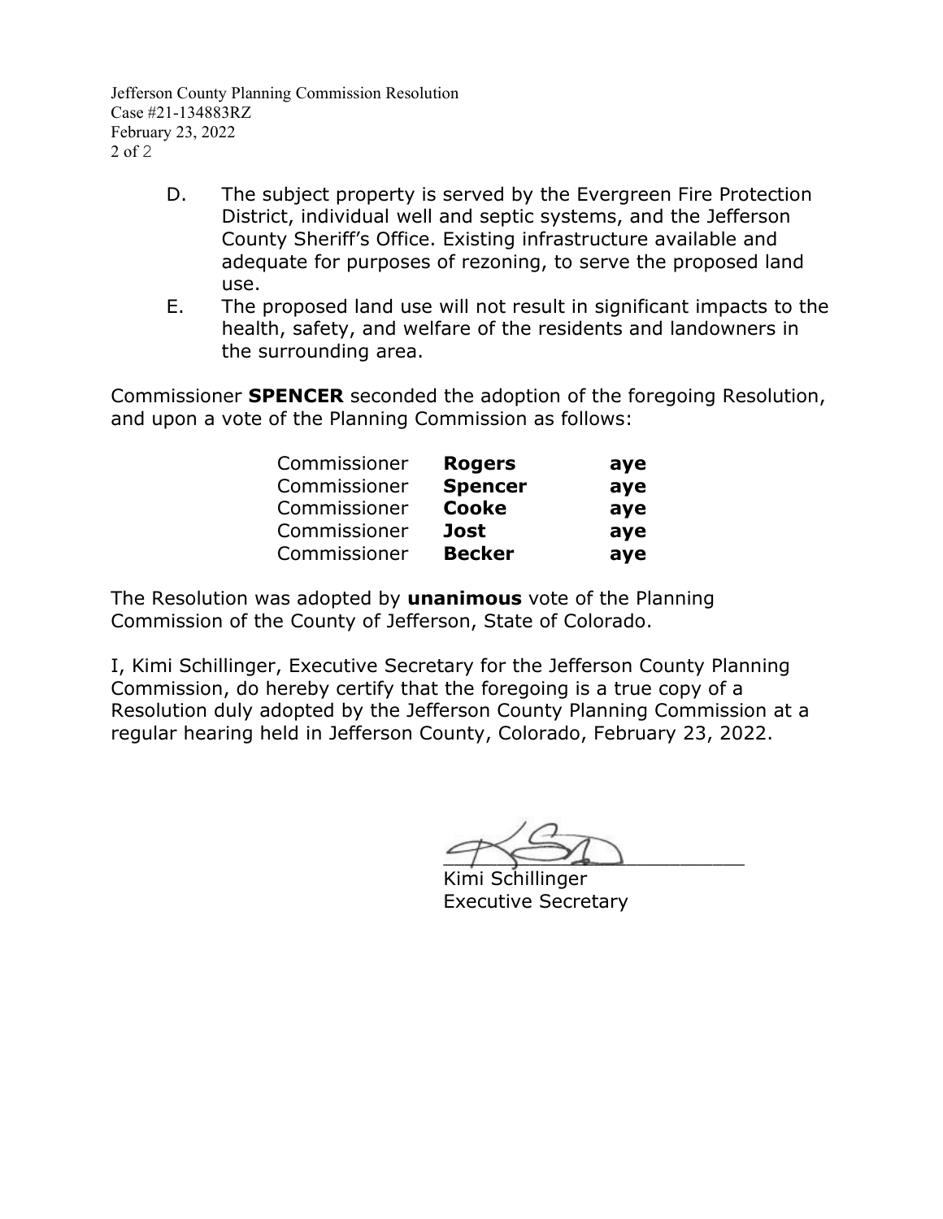D. The subject property is served by the Evergreen Fire Protection District, individual well and septic systems, and the Jefferson County Sheriff's Office. Existing infrastructure available and adequate for purposes of rezoning, to serve the proposed land use.

E. The proposed land use will not result in significant impacts to the health, safety, and welfare of the residents and landowners in the surrounding area.

Commissioner **SPENCER** seconded the adoption of the foregoing Resolution, and upon a vote of the Planning Commission as follows:

| | | |
|---|---|---|
| Commissioner | **Rogers** | **aye** |
| Commissioner | **Spencer** | **aye** |
| Commissioner | **Cooke** | **aye** |
| Commissioner | **Jost** | **aye** |
| Commissioner | **Becker** | **aye** |

The Resolution was adopted by **unanimous** vote of the Planning Commission of the County of Jefferson, State of Colorado.

I, Kimi Schillinger, Executive Secretary for the Jefferson County Planning Commission, do hereby certify that the foregoing is a true copy of a Resolution duly adopted by the Jefferson County Planning Commission at a regular hearing held in Jefferson County, Colorado, February 23, 2022.

Kimi Schillinger
Executive Secretary